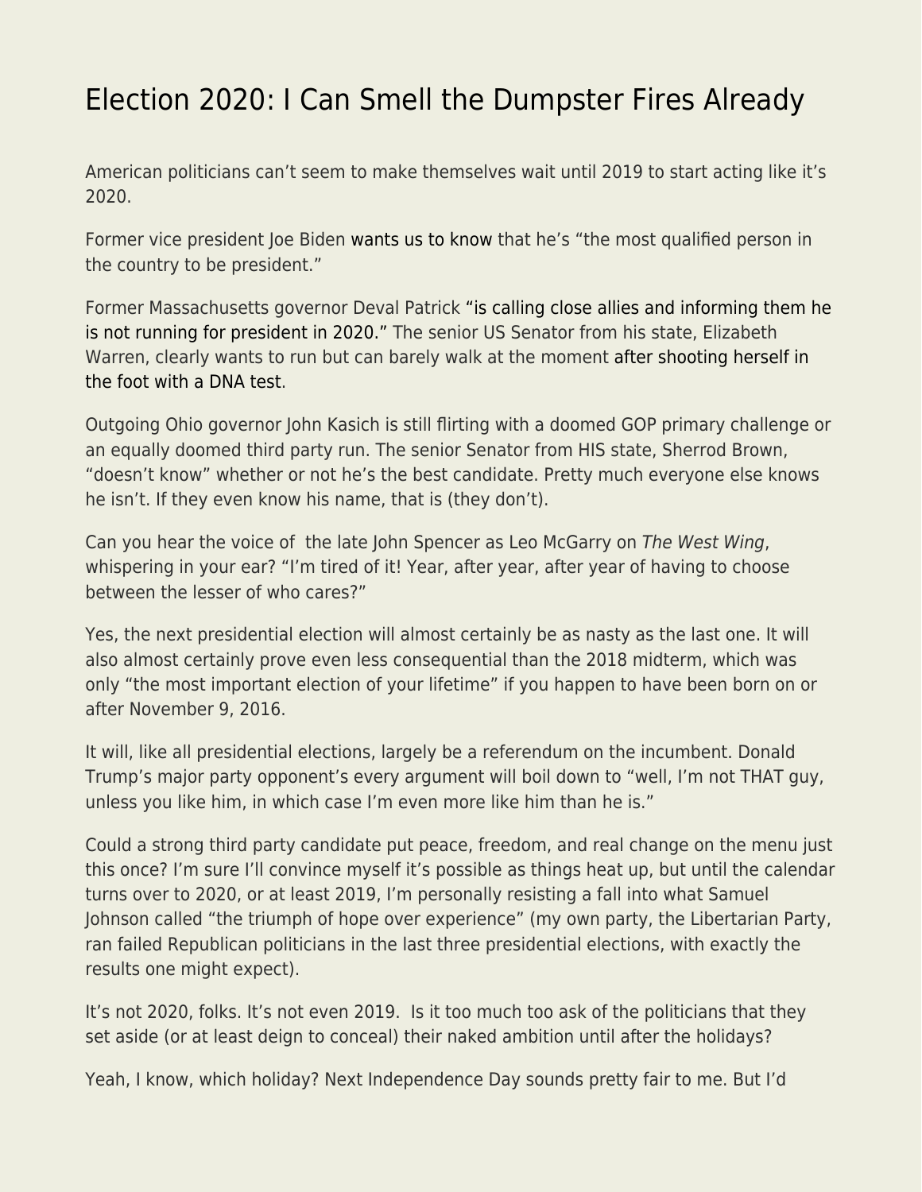# Election 2020: I Can Smell the Dumpster Fires Already

American politicians can't seem to make themselves wait until 2019 to start acting like it's 2020.

Former vice president Joe Biden wants us to know that he's "the most qualified person in the country to be president."

Former Massachusetts governor Deval Patrick "is calling close allies and informing them he is not running for president in 2020." The senior US Senator from his state, Elizabeth Warren, clearly wants to run but can barely walk at the moment after shooting herself in the foot with a DNA test.

Outgoing Ohio governor John Kasich is still flirting with a doomed GOP primary challenge or an equally doomed third party run. The senior Senator from HIS state, Sherrod Brown, "doesn't know" whether or not he's the best candidate. Pretty much everyone else knows he isn't. If they even know his name, that is (they don't).

Can you hear the voice of  the late John Spencer as Leo McGarry on *The West Wing*, whispering in your ear? "I'm tired of it! Year, after year, after year of having to choose between the lesser of who cares?"

Yes, the next presidential election will almost certainly be as nasty as the last one. It will also almost certainly prove even less consequential than the 2018 midterm, which was only "the most important election of your lifetime" if you happen to have been born on or after November 9, 2016.

It will, like all presidential elections, largely be a referendum on the incumbent. Donald Trump's major party opponent's every argument will boil down to "well, I'm not THAT guy, unless you like him, in which case I'm even more like him than he is."

Could a strong third party candidate put peace, freedom, and real change on the menu just this once? I'm sure I'll convince myself it's possible as things heat up, but until the calendar turns over to 2020, or at least 2019, I'm personally resisting a fall into what Samuel Johnson called "the triumph of hope over experience" (my own party, the Libertarian Party, ran failed Republican politicians in the last three presidential elections, with exactly the results one might expect).

It's not 2020, folks. It's not even 2019.  Is it too much too ask of the politicians that they set aside (or at least deign to conceal) their naked ambition until after the holidays?

Yeah, I know, which holiday? Next Independence Day sounds pretty fair to me. But I'd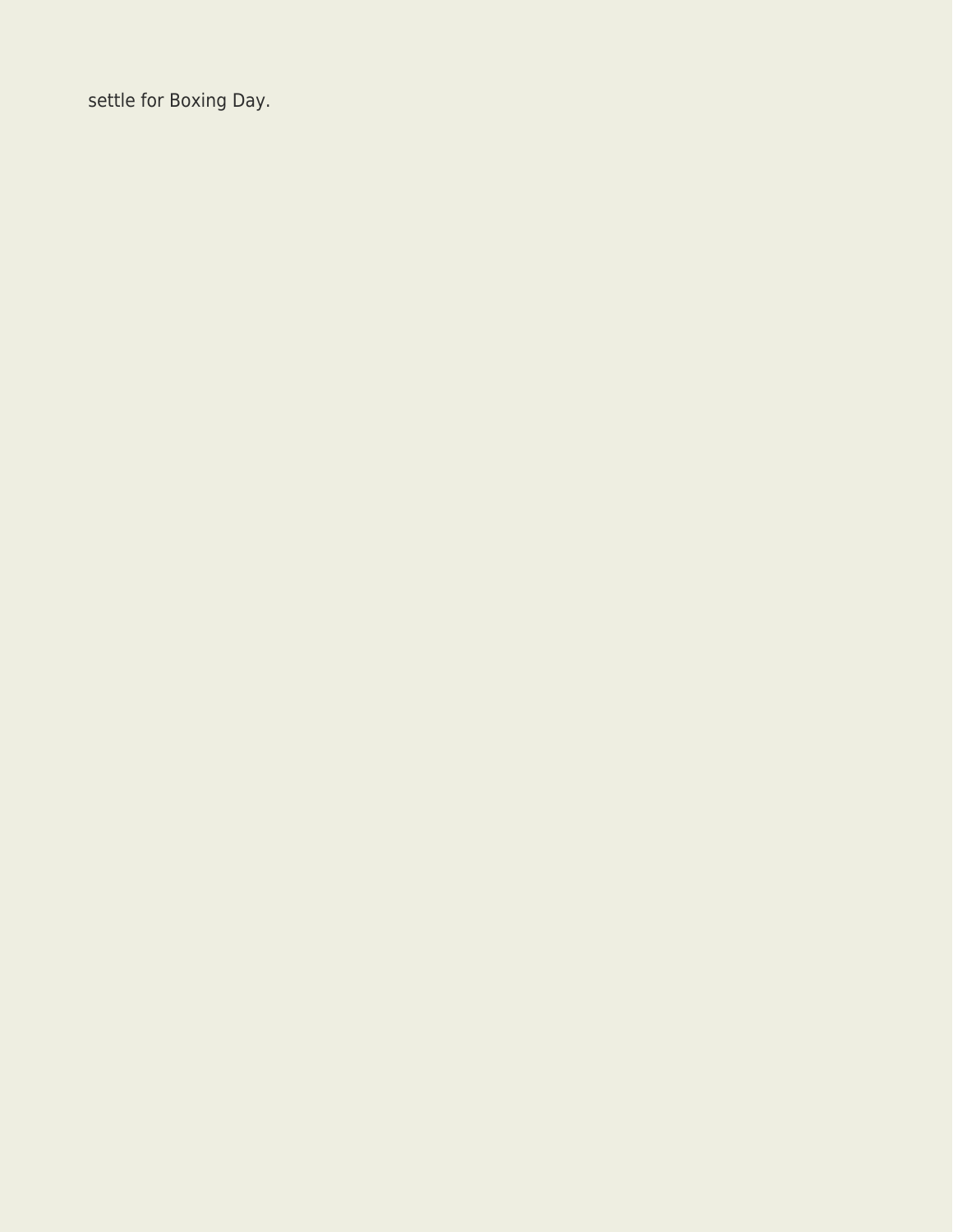settle for Boxing Day.